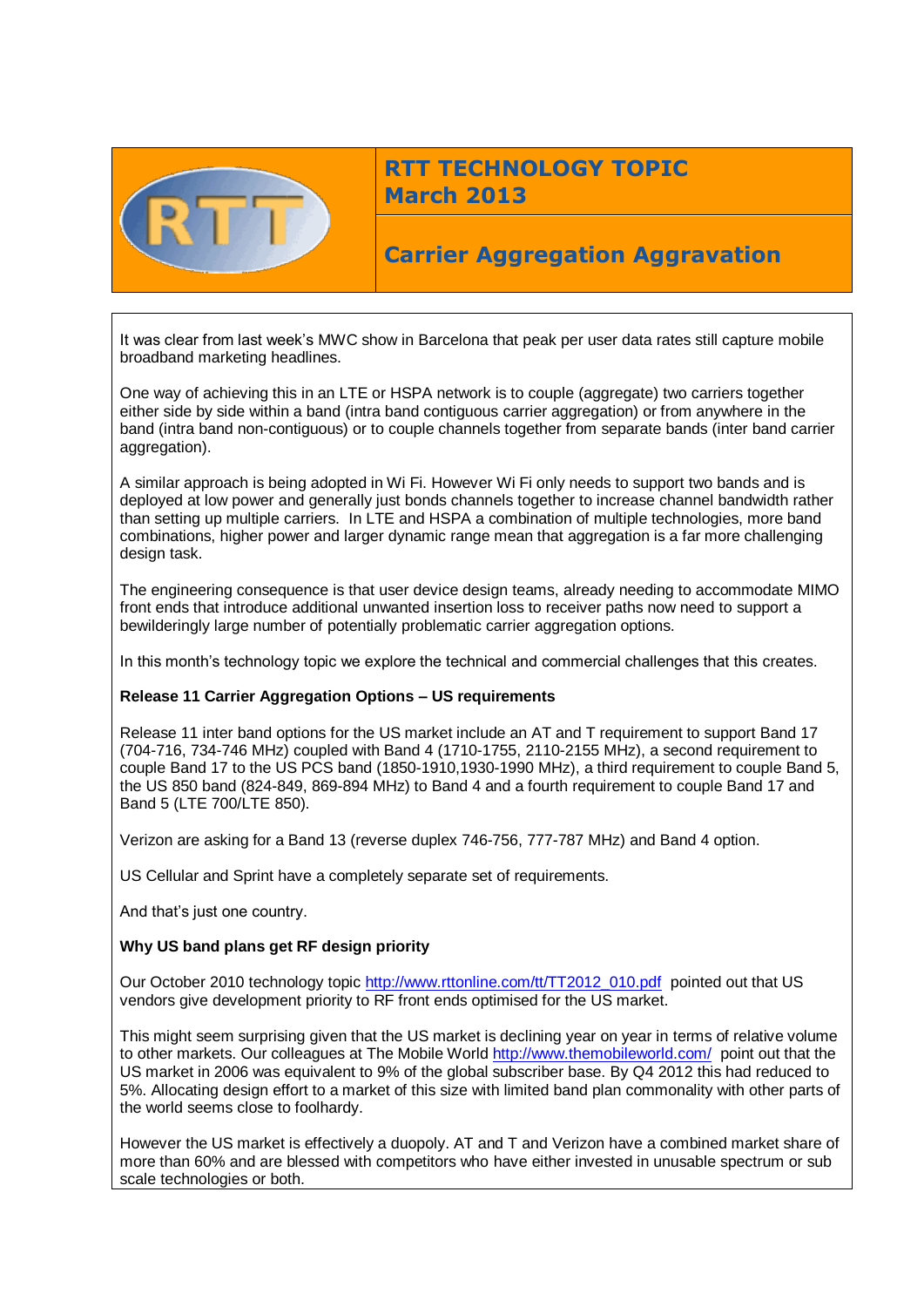# RTT TECHNOLOGY TOPIC
## March 2013

## Carrier Aggregation Aggravation

It was clear from last week's MWC show in Barcelona that peak per user data rates still capture mobile broadband marketing headlines.

One way of achieving this in an LTE or HSPA network is to couple (aggregate) two carriers together either side by side within a band (intra band contiguous carrier aggregation) or from anywhere in the band (intra band non-contiguous) or to couple channels together from separate bands (inter band carrier aggregation).

A similar approach is being adopted in Wi Fi. However Wi Fi only needs to support two bands and is deployed at low power and generally just bonds channels together to increase channel bandwidth rather than setting up multiple carriers. In LTE and HSPA a combination of multiple technologies, more band combinations, higher power and larger dynamic range mean that aggregation is a far more challenging design task.

The engineering consequence is that user device design teams, already needing to accommodate MIMO front ends that introduce additional unwanted insertion loss to receiver paths now need to support a bewilderingly large number of potentially problematic carrier aggregation options.

In this month's technology topic we explore the technical and commercial challenges that this creates.

**Release 11 Carrier Aggregation Options – US requirements**

Release 11 inter band options for the US market include an AT and T requirement to support Band 17 (704-716, 734-746 MHz) coupled with Band 4 (1710-1755, 2110-2155 MHz), a second requirement to couple Band 17 to the US PCS band (1850-1910,1930-1990 MHz), a third requirement to couple Band 5, the US 850 band (824-849, 869-894 MHz) to Band 4 and a fourth requirement to couple Band 17 and Band 5 (LTE 700/LTE 850).

Verizon are asking for a Band 13 (reverse duplex 746-756, 777-787 MHz) and Band 4 option.

US Cellular and Sprint have a completely separate set of requirements.

And that's just one country.

**Why US band plans get RF design priority**

Our October 2010 technology topic http://www.rttonline.com/tt/TT2012_010.pdf pointed out that US vendors give development priority to RF front ends optimised for the US market.

This might seem surprising given that the US market is declining year on year in terms of relative volume to other markets. Our colleagues at The Mobile World http://www.themobileworld.com/ point out that the US market in 2006 was equivalent to 9% of the global subscriber base. By Q4 2012 this had reduced to 5%. Allocating design effort to a market of this size with limited band plan commonality with other parts of the world seems close to foolhardy.

However the US market is effectively a duopoly. AT and T and Verizon have a combined market share of more than 60% and are blessed with competitors who have either invested in unusable spectrum or sub scale technologies or both.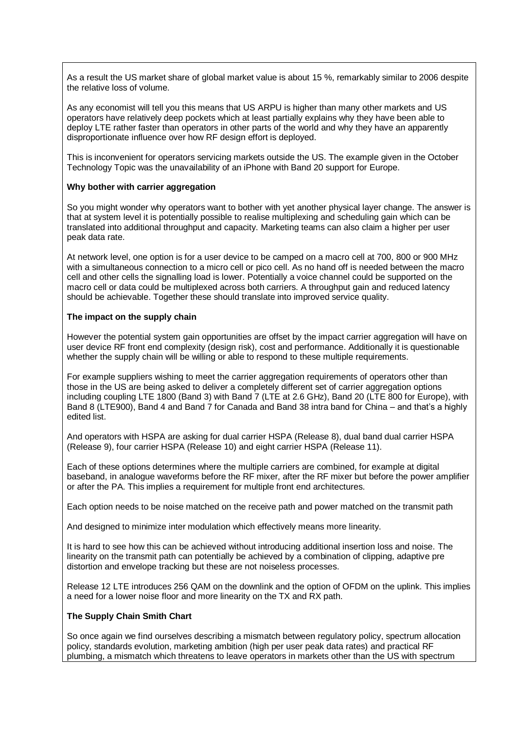As a result the US market share of global market value is about 15 %, remarkably similar to 2006 despite the relative loss of volume.

As any economist will tell you this means that US ARPU is higher than many other markets and US operators have relatively deep pockets which at least partially explains why they have been able to deploy LTE rather faster than operators in other parts of the world and why they have an apparently disproportionate influence over how RF design effort is deployed.

This is inconvenient for operators servicing markets outside the US. The example given in the October Technology Topic was the unavailability of an iPhone with Band 20 support for Europe.

**Why bother with carrier aggregation**

So you might wonder why operators want to bother with yet another physical layer change. The answer is that at system level it is potentially possible to realise multiplexing and scheduling gain which can be translated into additional throughput and capacity. Marketing teams can also claim a higher per user peak data rate.

At network level, one option is for a user device to be camped on a macro cell at 700, 800 or 900 MHz with a simultaneous connection to a micro cell or pico cell. As no hand off is needed between the macro cell and other cells the signalling load is lower. Potentially a voice channel could be supported on the macro cell or data could be multiplexed across both carriers. A throughput gain and reduced latency should be achievable. Together these should translate into improved service quality.

**The impact on the supply chain**

However the potential system gain opportunities are offset by the impact carrier aggregation will have on user device RF front end complexity (design risk), cost and performance. Additionally it is questionable whether the supply chain will be willing or able to respond to these multiple requirements.

For example suppliers wishing to meet the carrier aggregation requirements of operators other than those in the US are being asked to deliver a completely different set of carrier aggregation options including coupling LTE 1800 (Band 3) with Band 7 (LTE at 2.6 GHz), Band 20 (LTE 800 for Europe), with Band 8 (LTE900), Band 4 and Band 7 for Canada and Band 38 intra band for China – and that's a highly edited list.

And operators with HSPA are asking for dual carrier HSPA (Release 8), dual band dual carrier HSPA (Release 9), four carrier HSPA (Release 10) and eight carrier HSPA (Release 11).

Each of these options determines where the multiple carriers are combined, for example at digital baseband, in analogue waveforms before the RF mixer, after the RF mixer but before the power amplifier or after the PA. This implies a requirement for multiple front end architectures.

Each option needs to be noise matched on the receive path and power matched on the transmit path

And designed to minimize inter modulation which effectively means more linearity.

It is hard to see how this can be achieved without introducing additional insertion loss and noise. The linearity on the transmit path can potentially be achieved by a combination of clipping, adaptive pre distortion and envelope tracking but these are not noiseless processes.

Release 12 LTE introduces 256 QAM on the downlink and the option of OFDM on the uplink. This implies a need for a lower noise floor and more linearity on the TX and RX path.

**The Supply Chain Smith Chart**

So once again we find ourselves describing a mismatch between regulatory policy, spectrum allocation policy, standards evolution, marketing ambition (high per user peak data rates) and practical RF plumbing, a mismatch which threatens to leave operators in markets other than the US with spectrum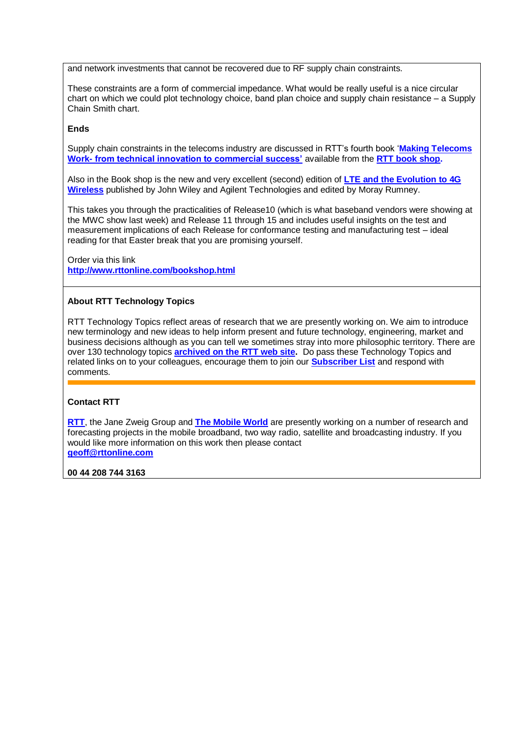and network investments that cannot be recovered due to RF supply chain constraints.

These constraints are a form of commercial impedance. What would be really useful is a nice circular chart on which we could plot technology choice, band plan choice and supply chain resistance – a Supply Chain Smith chart.

**Ends**

Supply chain constraints in the telecoms industry are discussed in RTT's fourth book '**Making Telecoms Work- from technical innovation to commercial success'** available from the **RTT book shop.**

Also in the Book shop is the new and very excellent (second) edition of **LTE and the Evolution to 4G Wireless** published by John Wiley and Agilent Technologies and edited by Moray Rumney.

This takes you through the practicalities of Release10 (which is what baseband vendors were showing at the MWC show last week) and Release 11 through 15 and includes useful insights on the test and measurement implications of each Release for conformance testing and manufacturing test – ideal reading for that Easter break that you are promising yourself.

Order via this link
**http://www.rttonline.com/bookshop.html**

**About RTT Technology Topics**

RTT Technology Topics reflect areas of research that we are presently working on. We aim to introduce new terminology and new ideas to help inform present and future technology, engineering, market and business decisions although as you can tell we sometimes stray into more philosophic territory. There are over 130 technology topics **archived on the RTT web site.** Do pass these Technology Topics and related links on to your colleagues, encourage them to join our **Subscriber List** and respond with comments.

**Contact RTT**

**RTT**, the Jane Zweig Group and **The Mobile World** are presently working on a number of research and forecasting projects in the mobile broadband, two way radio, satellite and broadcasting industry. If you would like more information on this work then please contact
**geoff@rttonline.com**

**00 44 208 744 3163**